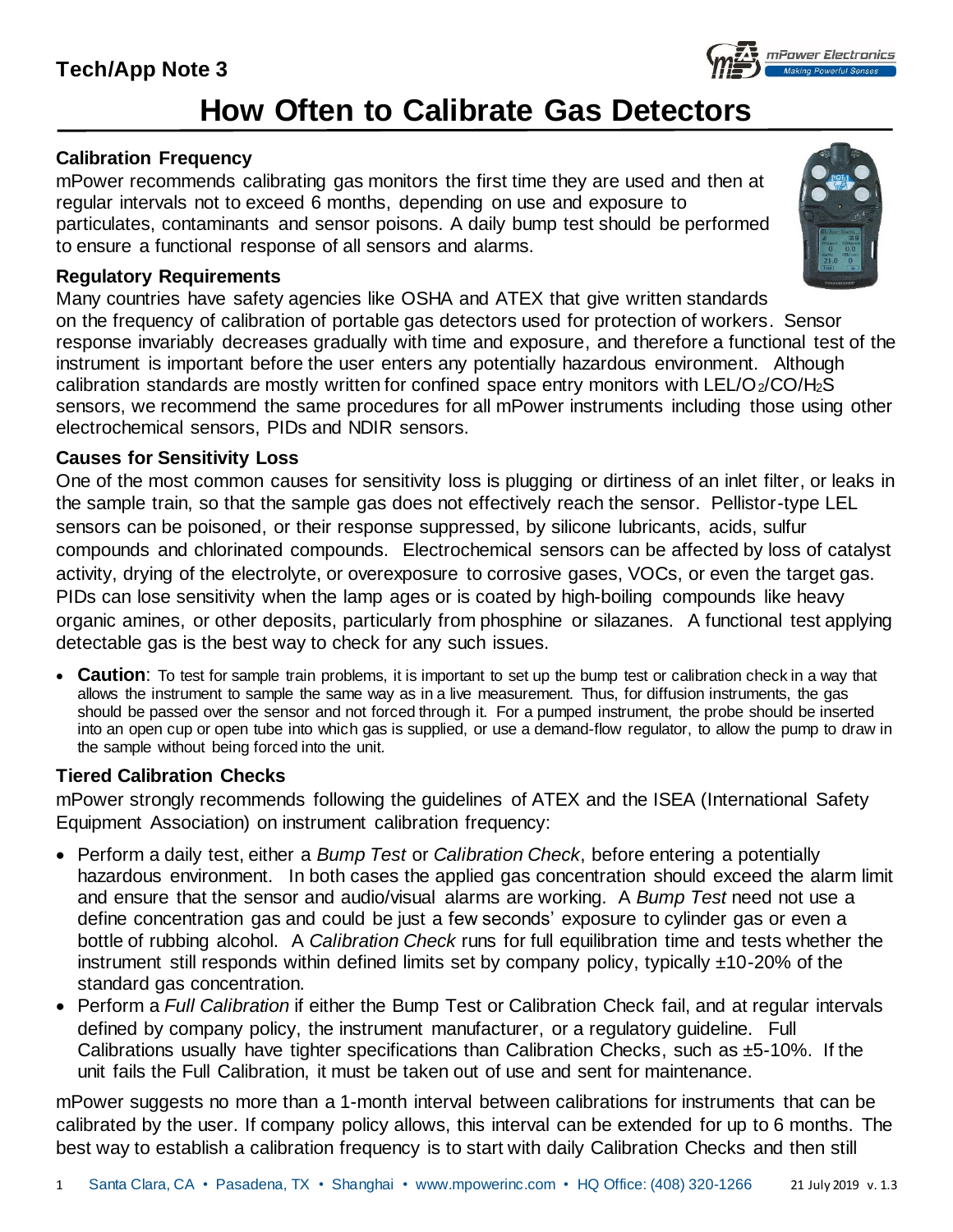Tech/App Note 3

# How Often to Calibrate Gas Detectors

### Calibration Frequency

mPower recommends calibrating gas monitors the first time they are used and then at regular intervals not to exceed 6 months, depending on use and exposure to particulates, contaminants and sensor poisons. A daily bump test should be performed to ensure a functional response of all sensors and alarms.

### Regulatory Requirements

Many countries have safety agencies like OSHA and ATEX that give written standards on the frequency of calibration of portable gas detectors used for protection of workers. Sensor response invariably decreases gradually with time and exposure, and therefore a functional test of the instrument is important before the user enters any potentially hazardous environment. Although calibration standards are mostly written for confined space entry monitors with LEL/$O_2$/CO/$H_2S$ sensors, we recommend the same procedures for all mPower instruments including those using other electrochemical sensors, PIDs and NDIR sensors.

### Causes for Sensitivity Loss

One of the most common causes for sensitivity loss is plugging or dirtiness of an inlet filter, or leaks in the sample train, so that the sample gas does not effectively reach the sensor. Pellistor-type LEL sensors can be poisoned, or their response suppressed, by silicone lubricants, acids, sulfur compounds and chlorinated compounds. Electrochemical sensors can be affected by loss of catalyst activity, drying of the electrolyte, or overexposure to corrosive gases, VOCs, or even the target gas. PIDs can lose sensitivity when the lamp ages or is coated by high-boiling compounds like heavy organic amines, or other deposits, particularly from phosphine or silazanes. A functional test applying detectable gas is the best way to check for any such issues.

- **Caution**: To test for sample train problems, it is important to set up the bump test or calibration check in a way that allows the instrument to sample the same way as in a live measurement. Thus, for diffusion instruments, the gas should be passed over the sensor and not forced through it. For a pumped instrument, the probe should be inserted into an open cup or open tube into which gas is supplied, or use a demand-flow regulator, to allow the pump to draw in the sample without being forced into the unit.

### Tiered Calibration Checks

mPower strongly recommends following the guidelines of ATEX and the ISEA (International Safety Equipment Association) on instrument calibration frequency:

- Perform a daily test, either a *Bump Test* or *Calibration Check*, before entering a potentially hazardous environment. In both cases the applied gas concentration should exceed the alarm limit and ensure that the sensor and audio/visual alarms are working. A *Bump Test* need not use a define concentration gas and could be just a few seconds' exposure to cylinder gas or even a bottle of rubbing alcohol. A *Calibration Check* runs for full equilibration time and tests whether the instrument still responds within defined limits set by company policy, typically ±10-20% of the standard gas concentration.
- Perform a *Full Calibration* if either the Bump Test or Calibration Check fail, and at regular intervals defined by company policy, the instrument manufacturer, or a regulatory guideline. Full Calibrations usually have tighter specifications than Calibration Checks, such as ±5-10%. If the unit fails the Full Calibration, it must be taken out of use and sent for maintenance.

mPower suggests no more than a 1-month interval between calibrations for instruments that can be calibrated by the user. If company policy allows, this interval can be extended for up to 6 months. The best way to establish a calibration frequency is to start with daily Calibration Checks and then still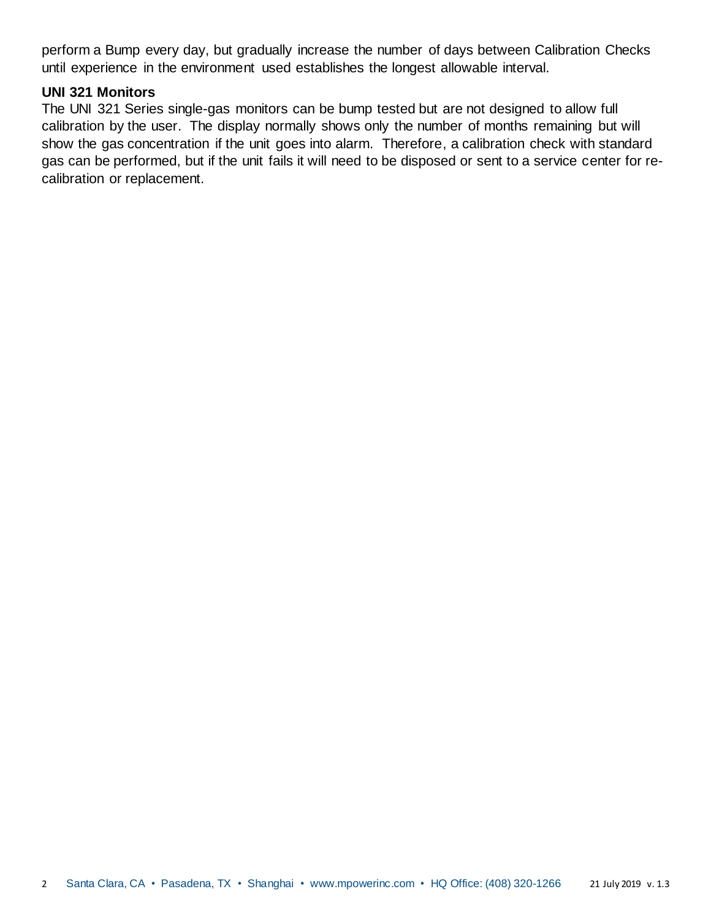perform a Bump every day, but gradually increase the number of days between Calibration Checks until experience in the environment used establishes the longest allowable interval.

### UNI 321 Monitors

The UNI 321 Series single-gas monitors can be bump tested but are not designed to allow full calibration by the user. The display normally shows only the number of months remaining but will show the gas concentration if the unit goes into alarm. Therefore, a calibration check with standard gas can be performed, but if the unit fails it will need to be disposed or sent to a service center for re-calibration or replacement.